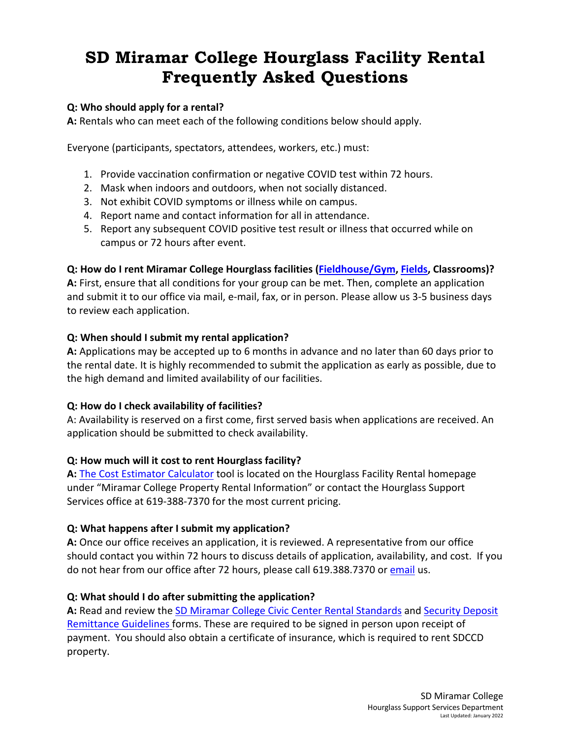# SD Miramar College Hourglass Facility Rental Frequently Asked Questions

**Q: Who should apply for a rental?**
**A:** Rentals who can meet each of the following conditions below should apply.

Everyone (participants, spectators, attendees, workers, etc.) must:

1. Provide vaccination confirmation or negative COVID test within 72 hours.
2. Mask when indoors and outdoors, when not socially distanced.
3. Not exhibit COVID symptoms or illness while on campus.
4. Report name and contact information for all in attendance.
5. Report any subsequent COVID positive test result or illness that occurred while on campus or 72 hours after event.

**Q: How do I rent Miramar College Hourglass facilities (Fieldhouse/Gym, Fields, Classrooms)?**
**A:** First, ensure that all conditions for your group can be met. Then, complete an application and submit it to our office via mail, e-mail, fax, or in person. Please allow us 3-5 business days to review each application.

**Q: When should I submit my rental application?**
**A:** Applications may be accepted up to 6 months in advance and no later than 60 days prior to the rental date. It is highly recommended to submit the application as early as possible, due to the high demand and limited availability of our facilities.

**Q: How do I check availability of facilities?**
A: Availability is reserved on a first come, first served basis when applications are received. An application should be submitted to check availability.

**Q: How much will it cost to rent Hourglass facility?**
**A:** The Cost Estimator Calculator tool is located on the Hourglass Facility Rental homepage under "Miramar College Property Rental Information" or contact the Hourglass Support Services office at 619-388-7370 for the most current pricing.

**Q: What happens after I submit my application?**
**A:** Once our office receives an application, it is reviewed. A representative from our office should contact you within 72 hours to discuss details of application, availability, and cost. If you do not hear from our office after 72 hours, please call 619.388.7370 or email us.

**Q: What should I do after submitting the application?**
**A:** Read and review the SD Miramar College Civic Center Rental Standards and Security Deposit Remittance Guidelines forms. These are required to be signed in person upon receipt of payment. You should also obtain a certificate of insurance, which is required to rent SDCCD property.

SD Miramar College
Hourglass Support Services Department
Last Updated: January 2022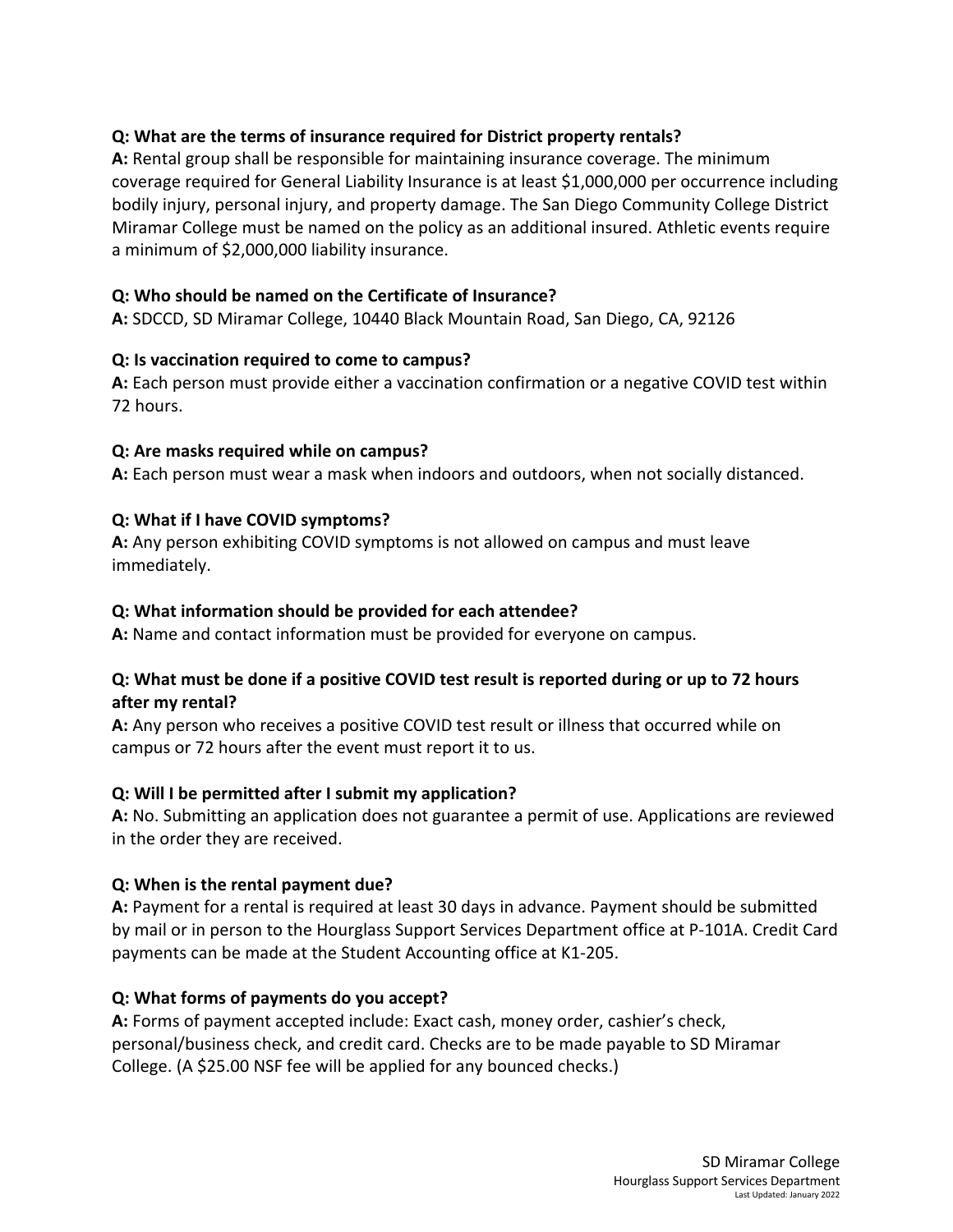**Q: What are the terms of insurance required for District property rentals?**
**A:** Rental group shall be responsible for maintaining insurance coverage. The minimum coverage required for General Liability Insurance is at least $1,000,000 per occurrence including bodily injury, personal injury, and property damage. The San Diego Community College District Miramar College must be named on the policy as an additional insured. Athletic events require a minimum of $2,000,000 liability insurance.

**Q: Who should be named on the Certificate of Insurance?**
**A:** SDCCD, SD Miramar College, 10440 Black Mountain Road, San Diego, CA, 92126

**Q: Is vaccination required to come to campus?**
**A:** Each person must provide either a vaccination confirmation or a negative COVID test within 72 hours.

**Q: Are masks required while on campus?**
**A:** Each person must wear a mask when indoors and outdoors, when not socially distanced.

**Q: What if I have COVID symptoms?**
**A:** Any person exhibiting COVID symptoms is not allowed on campus and must leave immediately.

**Q: What information should be provided for each attendee?**
**A:** Name and contact information must be provided for everyone on campus.

**Q: What must be done if a positive COVID test result is reported during or up to 72 hours after my rental?**
**A:** Any person who receives a positive COVID test result or illness that occurred while on campus or 72 hours after the event must report it to us.

**Q: Will I be permitted after I submit my application?**
**A:** No. Submitting an application does not guarantee a permit of use. Applications are reviewed in the order they are received.

**Q: When is the rental payment due?**
**A:** Payment for a rental is required at least 30 days in advance. Payment should be submitted by mail or in person to the Hourglass Support Services Department office at P-101A. Credit Card payments can be made at the Student Accounting office at K1-205.

**Q: What forms of payments do you accept?**
**A:** Forms of payment accepted include: Exact cash, money order, cashier's check, personal/business check, and credit card. Checks are to be made payable to SD Miramar College. (A $25.00 NSF fee will be applied for any bounced checks.)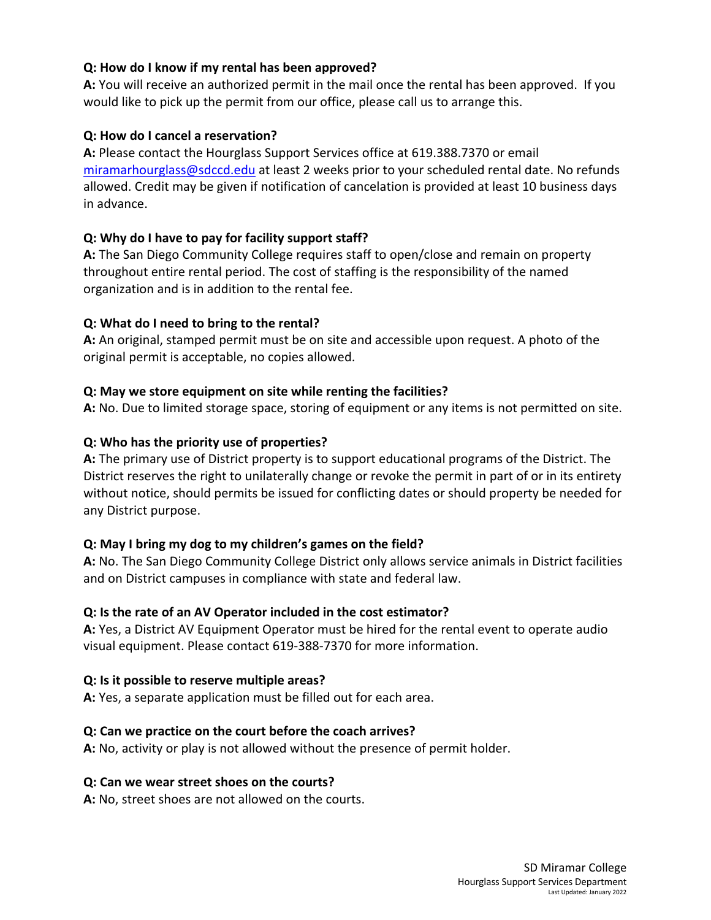**Q: How do I know if my rental has been approved?**
**A:** You will receive an authorized permit in the mail once the rental has been approved. If you would like to pick up the permit from our office, please call us to arrange this.

**Q: How do I cancel a reservation?**
**A:** Please contact the Hourglass Support Services office at 619.388.7370 or email [miramarhourglass@sdccd.edu](mailto:miramarhourglass@sdccd.edu) at least 2 weeks prior to your scheduled rental date. No refunds allowed. Credit may be given if notification of cancelation is provided at least 10 business days in advance.

**Q: Why do I have to pay for facility support staff?**
**A:** The San Diego Community College requires staff to open/close and remain on property throughout entire rental period. The cost of staffing is the responsibility of the named organization and is in addition to the rental fee.

**Q: What do I need to bring to the rental?**
**A:** An original, stamped permit must be on site and accessible upon request. A photo of the original permit is acceptable, no copies allowed.

**Q: May we store equipment on site while renting the facilities?**
**A:** No. Due to limited storage space, storing of equipment or any items is not permitted on site.

**Q: Who has the priority use of properties?**
**A:** The primary use of District property is to support educational programs of the District. The District reserves the right to unilaterally change or revoke the permit in part of or in its entirety without notice, should permits be issued for conflicting dates or should property be needed for any District purpose.

**Q: May I bring my dog to my children's games on the field?**
**A:** No. The San Diego Community College District only allows service animals in District facilities and on District campuses in compliance with state and federal law.

**Q: Is the rate of an AV Operator included in the cost estimator?**
**A:** Yes, a District AV Equipment Operator must be hired for the rental event to operate audio visual equipment. Please contact 619-388-7370 for more information.

**Q: Is it possible to reserve multiple areas?**
**A:** Yes, a separate application must be filled out for each area.

**Q: Can we practice on the court before the coach arrives?**
**A:** No, activity or play is not allowed without the presence of permit holder.

**Q: Can we wear street shoes on the courts?**
**A:** No, street shoes are not allowed on the courts.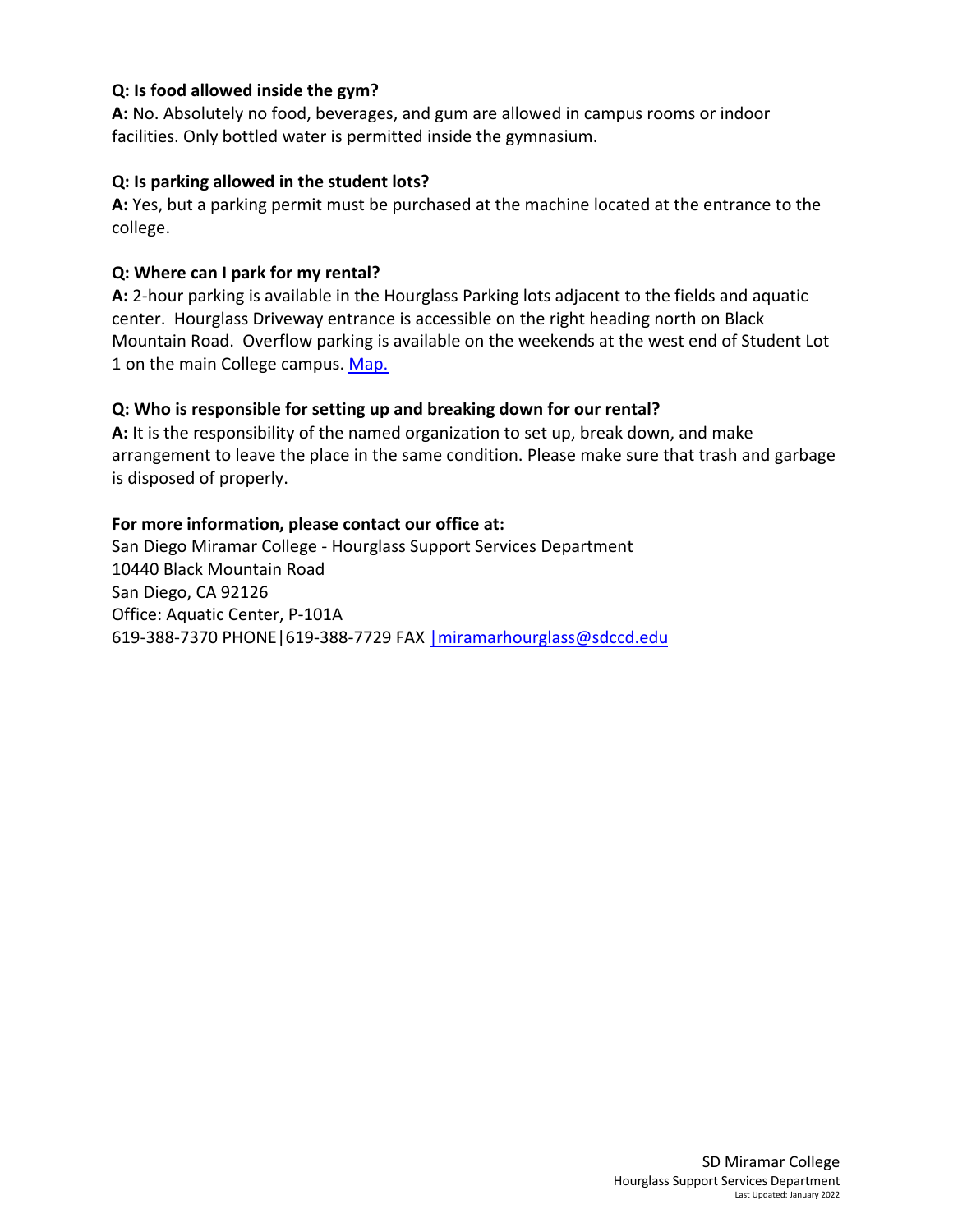**Q: Is food allowed inside the gym?**
**A:** No. Absolutely no food, beverages, and gum are allowed in campus rooms or indoor facilities. Only bottled water is permitted inside the gymnasium.

**Q: Is parking allowed in the student lots?**
**A:** Yes, but a parking permit must be purchased at the machine located at the entrance to the college.

**Q: Where can I park for my rental?**
**A:** 2-hour parking is available in the Hourglass Parking lots adjacent to the fields and aquatic center. Hourglass Driveway entrance is accessible on the right heading north on Black Mountain Road. Overflow parking is available on the weekends at the west end of Student Lot 1 on the main College campus. Map.

**Q: Who is responsible for setting up and breaking down for our rental?**
**A:** It is the responsibility of the named organization to set up, break down, and make arrangement to leave the place in the same condition. Please make sure that trash and garbage is disposed of properly.

**For more information, please contact our office at:**
San Diego Miramar College - Hourglass Support Services Department
10440 Black Mountain Road
San Diego, CA 92126
Office: Aquatic Center, P-101A
619-388-7370 PHONE|619-388-7729 FAX |miramarhourglass@sdccd.edu